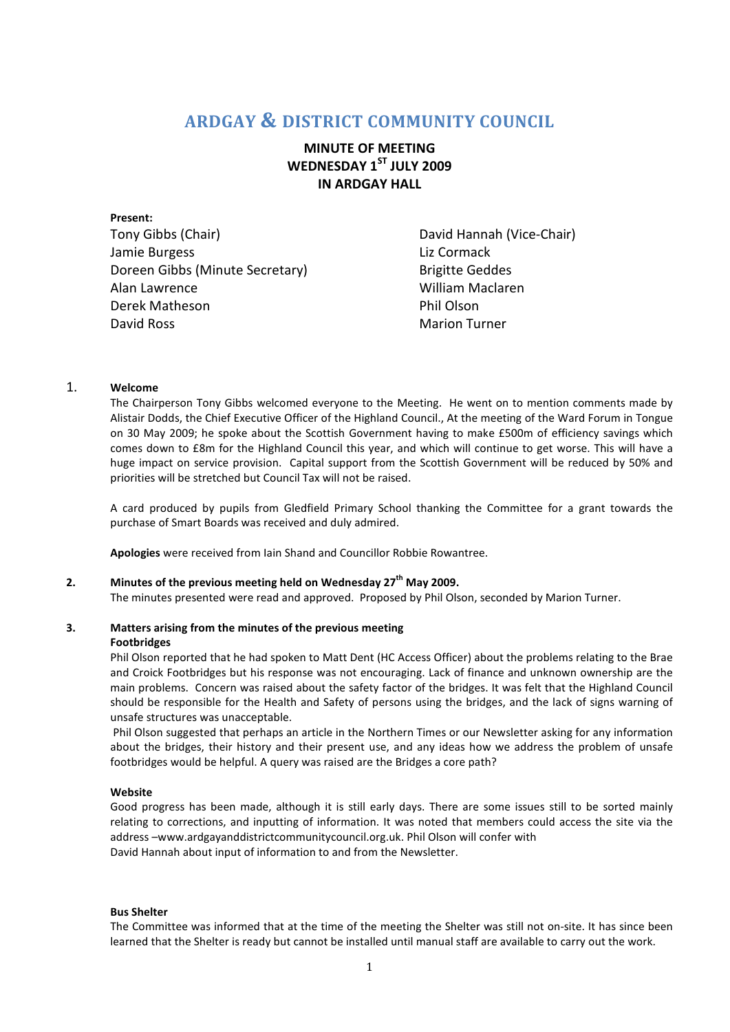# ARDGAY & DISTRICT COMMUNITY COUNCIL

## MINUTE OF MEETING
## WEDNESDAY 1ST JULY 2009
## IN ARDGAY HALL

**Present:**

Tony Gibbs (Chair)
Jamie Burgess
Doreen Gibbs (Minute Secretary)
Alan Lawrence
Derek Matheson
David Ross
David Hannah (Vice-Chair)
Liz Cormack
Brigitte Geddes
William Maclaren
Phil Olson
Marion Turner

1. **Welcome**

The Chairperson Tony Gibbs welcomed everyone to the Meeting. He went on to mention comments made by Alistair Dodds, the Chief Executive Officer of the Highland Council., At the meeting of the Ward Forum in Tongue on 30 May 2009; he spoke about the Scottish Government having to make £500m of efficiency savings which comes down to £8m for the Highland Council this year, and which will continue to get worse. This will have a huge impact on service provision. Capital support from the Scottish Government will be reduced by 50% and priorities will be stretched but Council Tax will not be raised.

A card produced by pupils from Gledfield Primary School thanking the Committee for a grant towards the purchase of Smart Boards was received and duly admired.

**Apologies** were received from Iain Shand and Councillor Robbie Rowantree.

2. **Minutes of the previous meeting held on Wednesday 27th May 2009.**

The minutes presented were read and approved. Proposed by Phil Olson, seconded by Marion Turner.

3. **Matters arising from the minutes of the previous meeting**

**Footbridges**

Phil Olson reported that he had spoken to Matt Dent (HC Access Officer) about the problems relating to the Brae and Croick Footbridges but his response was not encouraging. Lack of finance and unknown ownership are the main problems. Concern was raised about the safety factor of the bridges. It was felt that the Highland Council should be responsible for the Health and Safety of persons using the bridges, and the lack of signs warning of unsafe structures was unacceptable.

Phil Olson suggested that perhaps an article in the Northern Times or our Newsletter asking for any information about the bridges, their history and their present use, and any ideas how we address the problem of unsafe footbridges would be helpful. A query was raised are the Bridges a core path?

**Website**

Good progress has been made, although it is still early days. There are some issues still to be sorted mainly relating to corrections, and inputting of information. It was noted that members could access the site via the address –www.ardgayanddistrictcommunitycouncil.org.uk. Phil Olson will confer with David Hannah about input of information to and from the Newsletter.

**Bus Shelter**

The Committee was informed that at the time of the meeting the Shelter was still not on-site. It has since been learned that the Shelter is ready but cannot be installed until manual staff are available to carry out the work.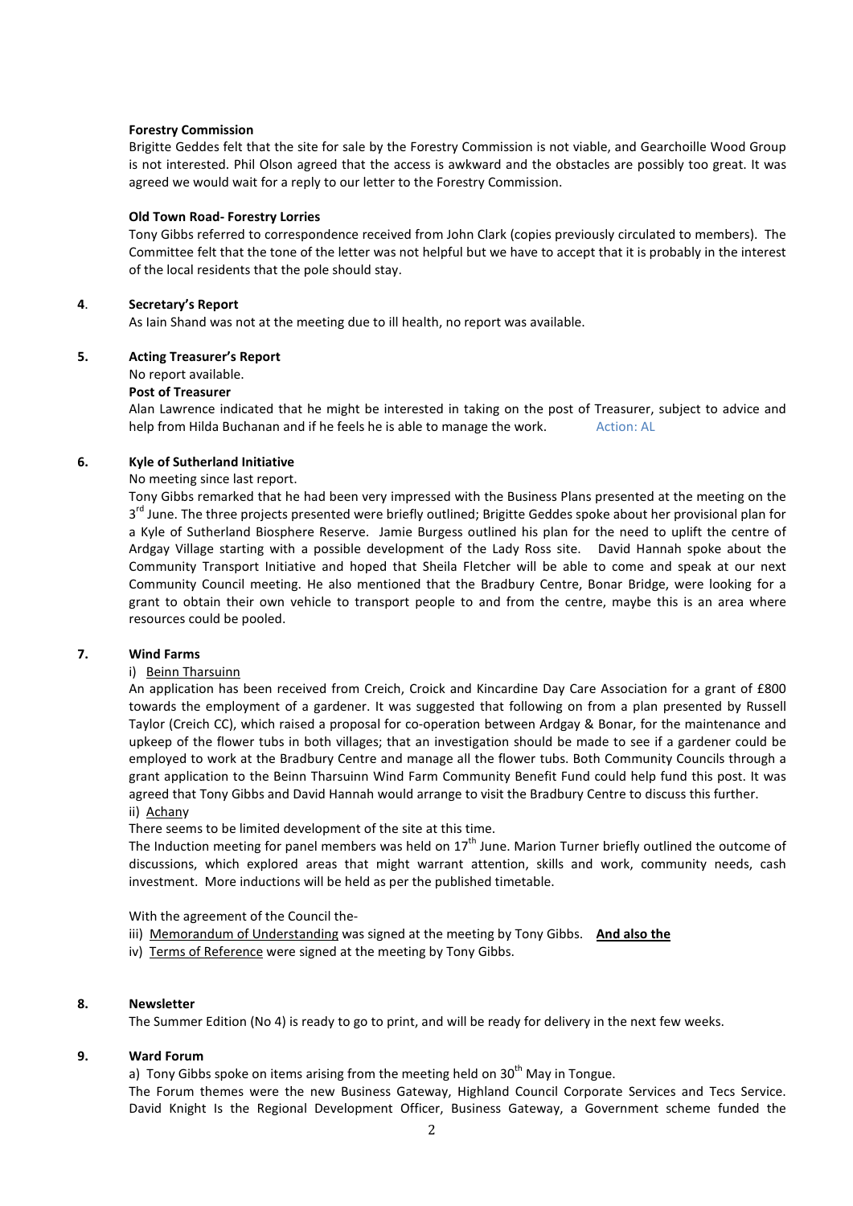**Forestry Commission**

Brigitte Geddes felt that the site for sale by the Forestry Commission is not viable, and Gearchoille Wood Group is not interested. Phil Olson agreed that the access is awkward and the obstacles are possibly too great. It was agreed we would wait for a reply to our letter to the Forestry Commission.

**Old Town Road- Forestry Lorries**

Tony Gibbs referred to correspondence received from John Clark (copies previously circulated to members). The Committee felt that the tone of the letter was not helpful but we have to accept that it is probably in the interest of the local residents that the pole should stay.

**4. Secretary's Report**

As Iain Shand was not at the meeting due to ill health, no report was available.

**5. Acting Treasurer's Report**

No report available.

**Post of Treasurer**

Alan Lawrence indicated that he might be interested in taking on the post of Treasurer, subject to advice and help from Hilda Buchanan and if he feels he is able to manage the work. Action: AL

**6. Kyle of Sutherland Initiative**

No meeting since last report.

Tony Gibbs remarked that he had been very impressed with the Business Plans presented at the meeting on the 3rd June. The three projects presented were briefly outlined; Brigitte Geddes spoke about her provisional plan for a Kyle of Sutherland Biosphere Reserve. Jamie Burgess outlined his plan for the need to uplift the centre of Ardgay Village starting with a possible development of the Lady Ross site. David Hannah spoke about the Community Transport Initiative and hoped that Sheila Fletcher will be able to come and speak at our next Community Council meeting. He also mentioned that the Bradbury Centre, Bonar Bridge, were looking for a grant to obtain their own vehicle to transport people to and from the centre, maybe this is an area where resources could be pooled.

**7. Wind Farms**

i) Beinn Tharsuinn

An application has been received from Creich, Croick and Kincardine Day Care Association for a grant of £800 towards the employment of a gardener. It was suggested that following on from a plan presented by Russell Taylor (Creich CC), which raised a proposal for co-operation between Ardgay & Bonar, for the maintenance and upkeep of the flower tubs in both villages; that an investigation should be made to see if a gardener could be employed to work at the Bradbury Centre and manage all the flower tubs. Both Community Councils through a grant application to the Beinn Tharsuinn Wind Farm Community Benefit Fund could help fund this post. It was agreed that Tony Gibbs and David Hannah would arrange to visit the Bradbury Centre to discuss this further.

ii) Achany

There seems to be limited development of the site at this time.

The Induction meeting for panel members was held on 17th June. Marion Turner briefly outlined the outcome of discussions, which explored areas that might warrant attention, skills and work, community needs, cash investment. More inductions will be held as per the published timetable.

With the agreement of the Council the-

iii) Memorandum of Understanding was signed at the meeting by Tony Gibbs. **And also the**

iv) Terms of Reference were signed at the meeting by Tony Gibbs.

**8. Newsletter**

The Summer Edition (No 4) is ready to go to print, and will be ready for delivery in the next few weeks.

**9. Ward Forum**

a) Tony Gibbs spoke on items arising from the meeting held on 30th May in Tongue.

The Forum themes were the new Business Gateway, Highland Council Corporate Services and Tecs Service. David Knight Is the Regional Development Officer, Business Gateway, a Government scheme funded the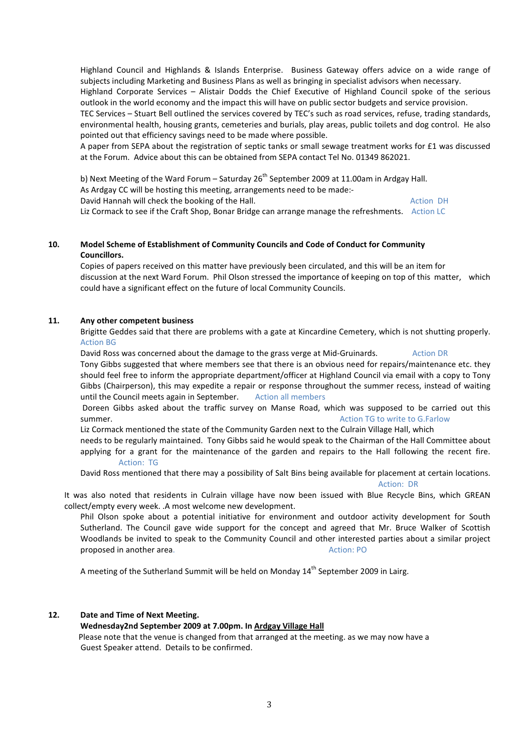Highland Council and Highlands & Islands Enterprise. Business Gateway offers advice on a wide range of subjects including Marketing and Business Plans as well as bringing in specialist advisors when necessary.
Highland Corporate Services – Alistair Dodds the Chief Executive of Highland Council spoke of the serious outlook in the world economy and the impact this will have on public sector budgets and service provision.
TEC Services – Stuart Bell outlined the services covered by TEC's such as road services, refuse, trading standards, environmental health, housing grants, cemeteries and burials, play areas, public toilets and dog control. He also pointed out that efficiency savings need to be made where possible.
A paper from SEPA about the registration of septic tanks or small sewage treatment works for £1 was discussed at the Forum. Advice about this can be obtained from SEPA contact Tel No. 01349 862021.

b) Next Meeting of the Ward Forum – Saturday 26th September 2009 at 11.00am in Ardgay Hall.
As Ardgay CC will be hosting this meeting, arrangements need to be made:-
David Hannah will check the booking of the Hall. Action DH
Liz Cormack to see if the Craft Shop, Bonar Bridge can arrange manage the refreshments. Action LC

**10. Model Scheme of Establishment of Community Councils and Code of Conduct for Community Councillors.**

Copies of papers received on this matter have previously been circulated, and this will be an item for discussion at the next Ward Forum. Phil Olson stressed the importance of keeping on top of this matter, which could have a significant effect on the future of local Community Councils.

**11. Any other competent business**

Brigitte Geddes said that there are problems with a gate at Kincardine Cemetery, which is not shutting properly.
Action BG

David Ross was concerned about the damage to the grass verge at Mid-Gruinards. Action DR

Tony Gibbs suggested that where members see that there is an obvious need for repairs/maintenance etc. they should feel free to inform the appropriate department/officer at Highland Council via email with a copy to Tony Gibbs (Chairperson), this may expedite a repair or response throughout the summer recess, instead of waiting until the Council meets again in September. Action all members

Doreen Gibbs asked about the traffic survey on Manse Road, which was supposed to be carried out this summer. Action TG to write to G.Farlow

Liz Cormack mentioned the state of the Community Garden next to the Culrain Village Hall, which needs to be regularly maintained. Tony Gibbs said he would speak to the Chairman of the Hall Committee about applying for a grant for the maintenance of the garden and repairs to the Hall following the recent fire. Action: TG

David Ross mentioned that there may a possibility of Salt Bins being available for placement at certain locations.
Action: DR

It was also noted that residents in Culrain village have now been issued with Blue Recycle Bins, which GREAN collect/empty every week. .A most welcome new development.

Phil Olson spoke about a potential initiative for environment and outdoor activity development for South Sutherland. The Council gave wide support for the concept and agreed that Mr. Bruce Walker of Scottish Woodlands be invited to speak to the Community Council and other interested parties about a similar project proposed in another area. Action: PO

A meeting of the Sutherland Summit will be held on Monday 14th September 2009 in Lairg.

**12. Date and Time of Next Meeting.**

**Wednesday2nd September 2009 at 7.00pm. In Ardgay Village Hall**

Please note that the venue is changed from that arranged at the meeting. as we may now have a Guest Speaker attend. Details to be confirmed.